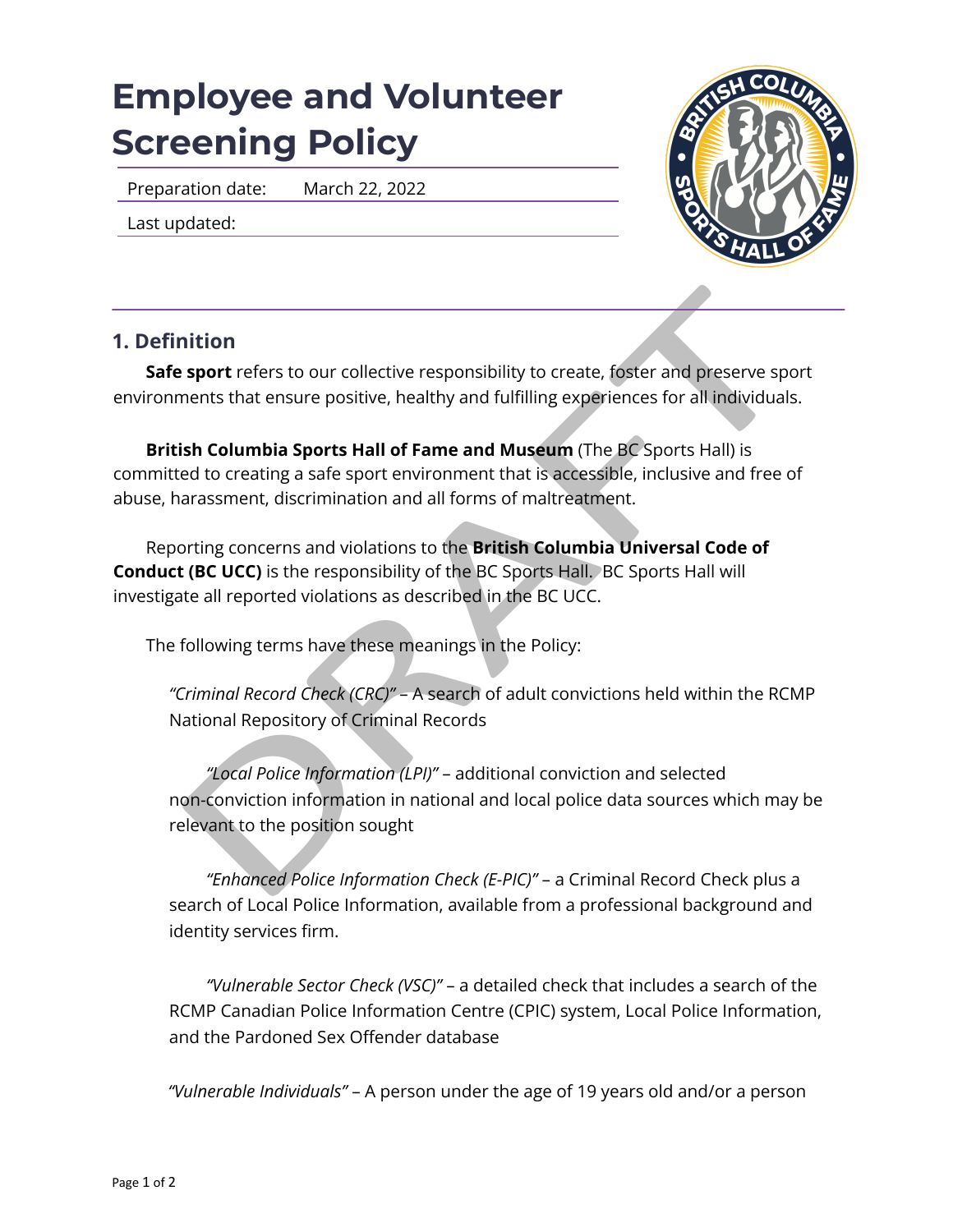# Employee and Volunteer Screening Policy

| Preparation date: | March 22, 2022 |
| --- | --- |
| Last updated: | |

## 1. Definition

**Safe sport** refers to our collective responsibility to create, foster and preserve sport environments that ensure positive, healthy and fulfilling experiences for all individuals.

**British Columbia Sports Hall of Fame and Museum** (The BC Sports Hall) is committed to creating a safe sport environment that is accessible, inclusive and free of abuse, harassment, discrimination and all forms of maltreatment.

Reporting concerns and violations to the **British Columbia Universal Code of Conduct (BC UCC)** is the responsibility of the BC Sports Hall. BC Sports Hall will investigate all reported violations as described in the BC UCC.

The following terms have these meanings in the Policy:

*"Criminal Record Check (CRC)"* – A search of adult convictions held within the RCMP National Repository of Criminal Records

*"Local Police Information (LPI)"* – additional conviction and selected non-conviction information in national and local police data sources which may be relevant to the position sought

*"Enhanced Police Information Check (E-PIC)"* – a Criminal Record Check plus a search of Local Police Information, available from a professional background and identity services firm.

*"Vulnerable Sector Check (VSC)"* – a detailed check that includes a search of the RCMP Canadian Police Information Centre (CPIC) system, Local Police Information, and the Pardoned Sex Offender database

*"Vulnerable Individuals"* – A person under the age of 19 years old and/or a person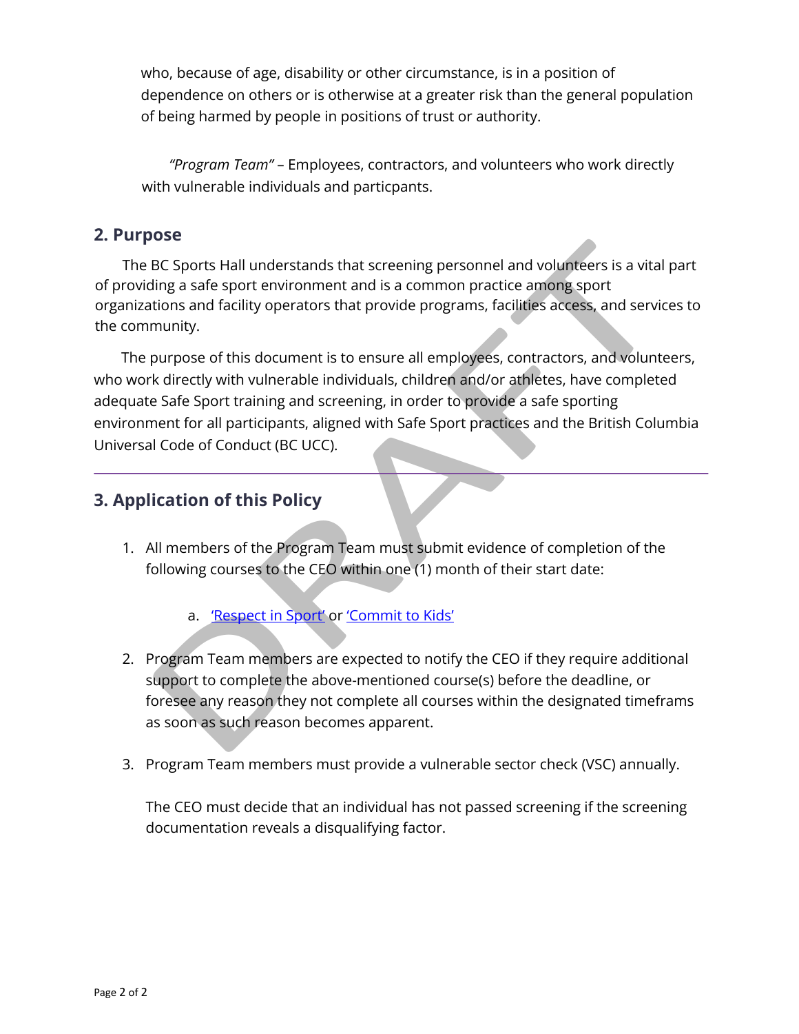who, because of age, disability or other circumstance, is in a position of dependence on others or is otherwise at a greater risk than the general population of being harmed by people in positions of trust or authority.

*"Program Team"* – Employees, contractors, and volunteers who work directly with vulnerable individuals and particpants.

## 2. Purpose

The BC Sports Hall understands that screening personnel and volunteers is a vital part of providing a safe sport environment and is a common practice among sport organizations and facility operators that provide programs, facilities access, and services to the community.

The purpose of this document is to ensure all employees, contractors, and volunteers, who work directly with vulnerable individuals, children and/or athletes, have completed adequate Safe Sport training and screening, in order to provide a safe sporting environment for all participants, aligned with Safe Sport practices and the British Columbia Universal Code of Conduct (BC UCC).

---

## 3. Application of this Policy

1. All members of the Program Team must submit evidence of completion of the following courses to the CEO within one (1) month of their start date:

    a. 'Respect in Sport' or 'Commit to Kids'

2. Program Team members are expected to notify the CEO if they require additional support to complete the above-mentioned course(s) before the deadline, or foresee any reason they not complete all courses within the designated timeframs as soon as such reason becomes apparent.

3. Program Team members must provide a vulnerable sector check (VSC) annually.

    The CEO must decide that an individual has not passed screening if the screening documentation reveals a disqualifying factor.